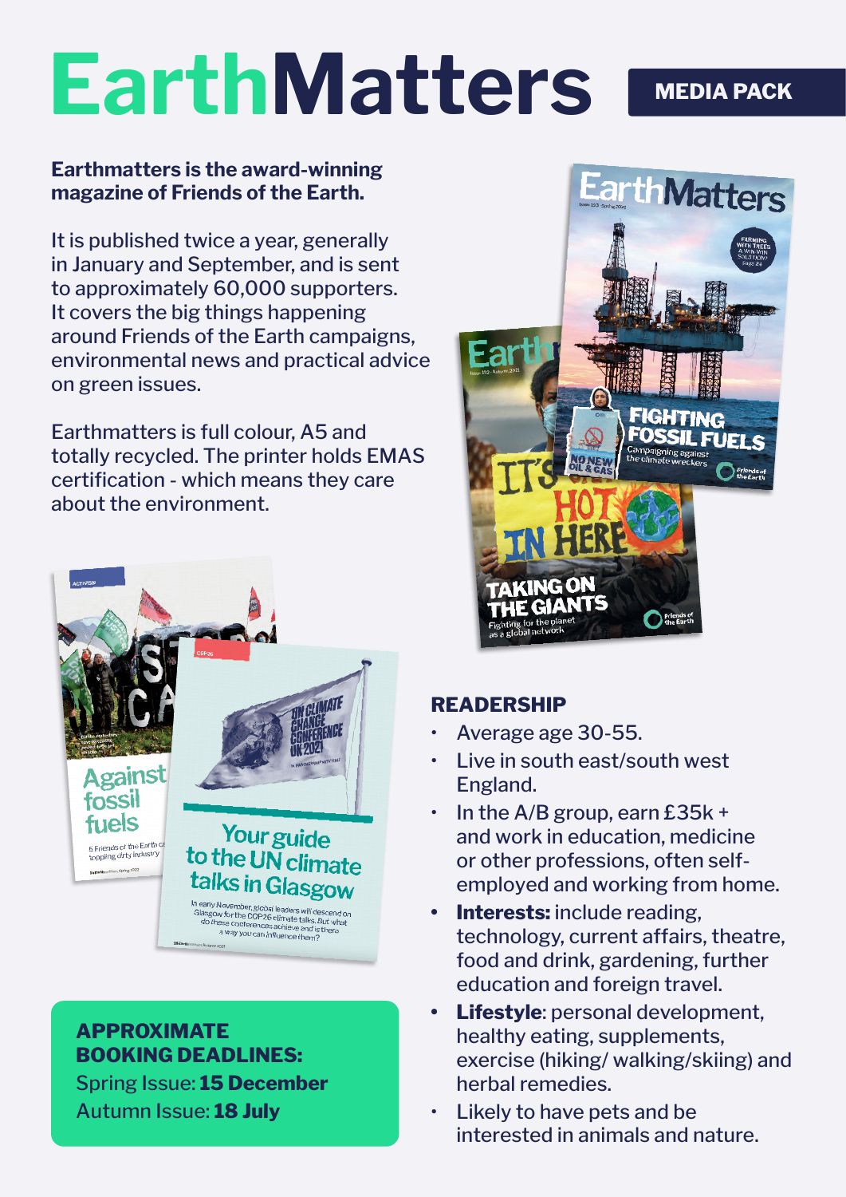# EarthMatters

**MEDIA PACK**

**Earthmatters is the award-winning magazine of Friends of the Earth.**

It is published twice a year, generally in January and September, and is sent to approximately 60,000 supporters. It covers the big things happening around Friends of the Earth campaigns, environmental news and practical advice on green issues.

Earthmatters is full colour, A5 and totally recycled. The printer holds EMAS certification - which means they care about the environment.

## READERSHIP

- Average age 30-55.
- Live in south east/south west England.
- In the A/B group, earn £35k + and work in education, medicine or other professions, often self-employed and working from home.
- **Interests:** include reading, technology, current affairs, theatre, food and drink, gardening, further education and foreign travel.
- **Lifestyle**: personal development, healthy eating, supplements, exercise (hiking/ walking/skiing) and herbal remedies.
- Likely to have pets and be interested in animals and nature.

**APPROXIMATE BOOKING DEADLINES:**

Spring Issue: **15 December**

Autumn Issue: **18 July**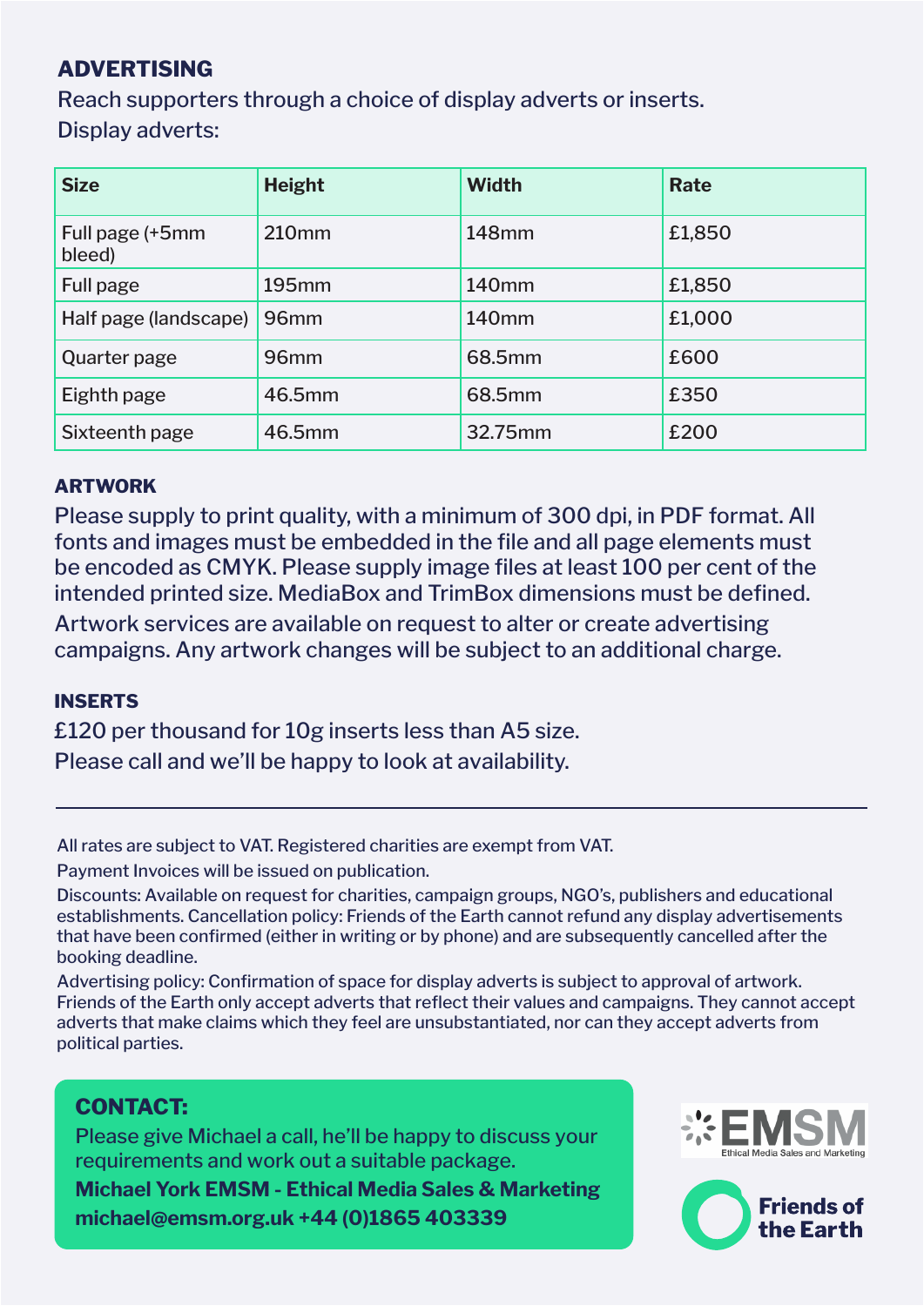## ADVERTISING

Reach supporters through a choice of display adverts or inserts.

Display adverts:

| Size | Height | Width | Rate |
|---|---|---|---|
| Full page (+5mm bleed) | 210mm | 148mm | £1,850 |
| Full page | 195mm | 140mm | £1,850 |
| Half page (landscape) | 96mm | 140mm | £1,000 |
| Quarter page | 96mm | 68.5mm | £600 |
| Eighth page | 46.5mm | 68.5mm | £350 |
| Sixteenth page | 46.5mm | 32.75mm | £200 |

### ARTWORK

Please supply to print quality, with a minimum of 300 dpi, in PDF format. All fonts and images must be embedded in the file and all page elements must be encoded as CMYK. Please supply image files at least 100 per cent of the intended printed size. MediaBox and TrimBox dimensions must be defined.

Artwork services are available on request to alter or create advertising campaigns. Any artwork changes will be subject to an additional charge.

### INSERTS

£120 per thousand for 10g inserts less than A5 size.

Please call and we'll be happy to look at availability.

---

All rates are subject to VAT. Registered charities are exempt from VAT.

Payment Invoices will be issued on publication.

Discounts: Available on request for charities, campaign groups, NGO's, publishers and educational establishments. Cancellation policy: Friends of the Earth cannot refund any display advertisements that have been confirmed (either in writing or by phone) and are subsequently cancelled after the booking deadline.

Advertising policy: Confirmation of space for display adverts is subject to approval of artwork. Friends of the Earth only accept adverts that reflect their values and campaigns. They cannot accept adverts that make claims which they feel are unsubstantiated, nor can they accept adverts from political parties.

### CONTACT:

Please give Michael a call, he'll be happy to discuss your requirements and work out a suitable package.

**Michael York EMSM - Ethical Media Sales & Marketing**

**michael@emsm.org.uk +44 (0)1865 403339**

EMSM Ethical Media Sales and Marketing

Friends of the Earth